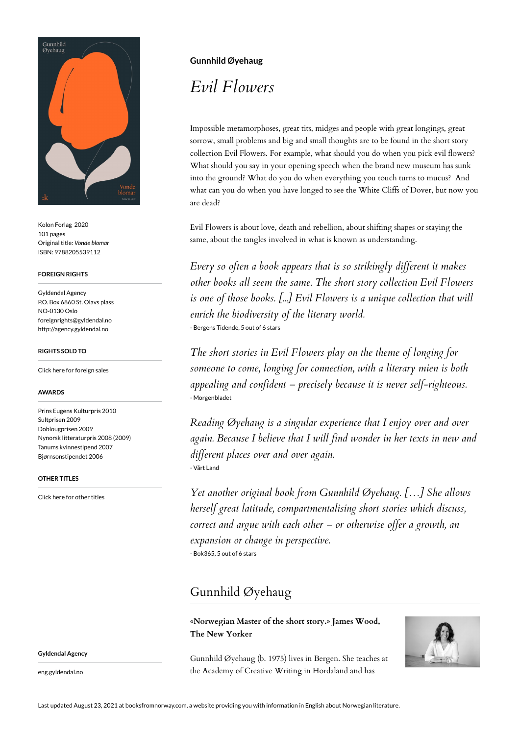Kolon Forlag 2020
101 pages
Original title: *Vonde blomar*
ISBN: 9788205539112

#### FOREIGN RIGHTS

Gyldendal Agency
P.O. Box 6860 St. Olavs plass
NO-0130 Oslo
foreignrights@gyldendal.no
http://agency.gyldendal.no

#### RIGHTS SOLD TO

Click here for foreign sales

#### AWARDS

Prins Eugens Kulturpris 2010
Sultprisen 2009
Doblougprisen 2009
Nynorsk litteraturpris 2008 (2009)
Tanums kvinnestipend 2007
Bjørnsonstipendet 2006

#### OTHER TITLES

Click here for other titles

**Gyldendal Agency**

eng.gyldendal.no

**Gunnhild Øyehaug**

# *Evil Flowers*

Impossible metamorphoses, great tits, midges and people with great longings, great sorrow, small problems and big and small thoughts are to be found in the short story collection Evil Flowers. For example, what should you do when you pick evil flowers? What should you say in your opening speech when the brand new museum has sunk into the ground? What do you do when everything you touch turns to mucus? And what can you do when you have longed to see the White Cliffs of Dover, but now you are dead?

Evil Flowers is about love, death and rebellion, about shifting shapes or staying the same, about the tangles involved in what is known as understanding.

*Every so often a book appears that is so strikingly different it makes other books all seem the same. The short story collection Evil Flowers is one of those books. [...] Evil Flowers is a unique collection that will enrich the biodiversity of the literary world.*
- Bergens Tidende, 5 out of 6 stars

*The short stories in Evil Flowers play on the theme of longing for someone to come, longing for connection, with a literary mien is both appealing and confident – precisely because it is never self-righteous.*
- Morgenbladet

*Reading Øyehaug is a singular experience that I enjoy over and over again. Because I believe that I will find wonder in her texts in new and different places over and over again.*
- Vårt Land

*Yet another original book from Gunnhild Øyehaug. [. . .] She allows herself great latitude, compartmentalising short stories which discuss, correct and argue with each other – or otherwise offer a growth, an expansion or change in perspective.*
- Bok365, 5 out of 6 stars

## Gunnhild Øyehaug

**«Norwegian Master of the short story.» James Wood, The New Yorker**

Gunnhild Øyehaug (b. 1975) lives in Bergen. She teaches at the Academy of Creative Writing in Hordaland and has

Last updated August 23, 2021 at booksfromnorway.com, a website providing you with information in English about Norwegian literature.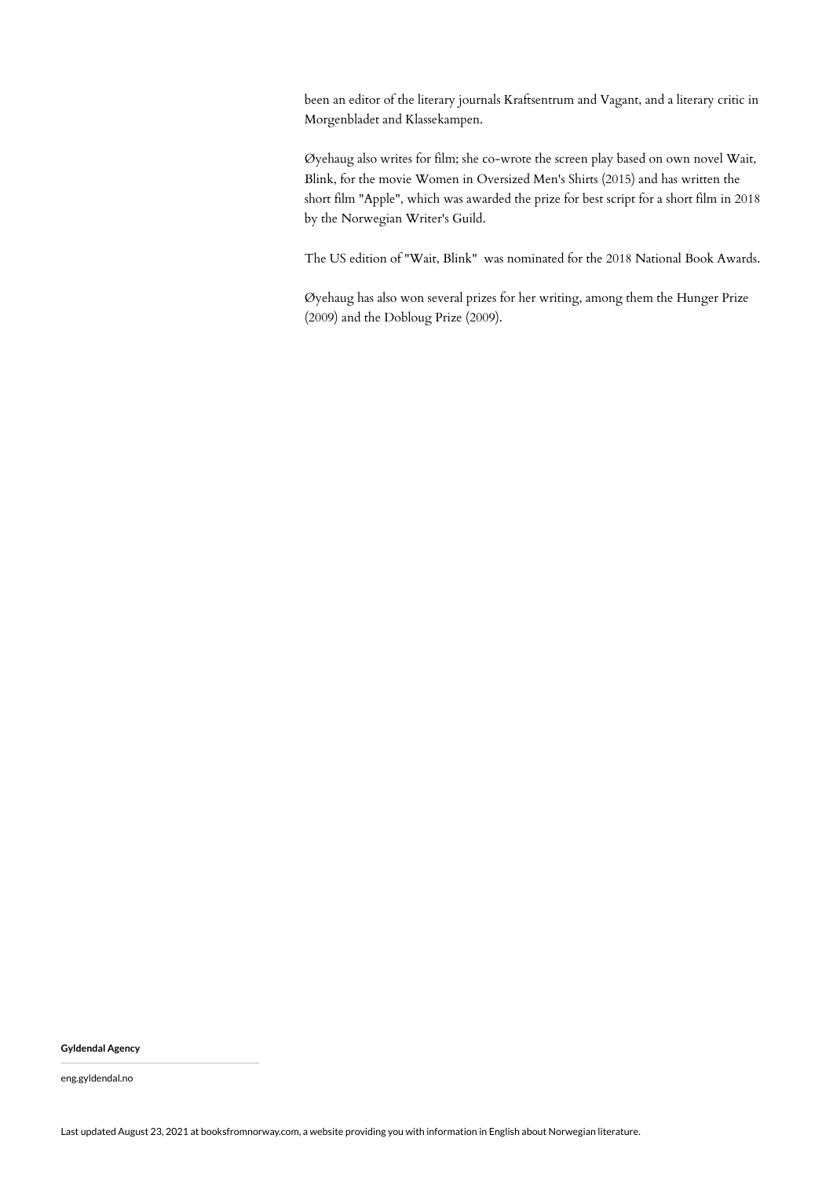been an editor of the literary journals Kraftsentrum and Vagant, and a literary critic in Morgenbladet and Klassekampen.

Øyehaug also writes for film; she co-wrote the screen play based on own novel Wait, Blink, for the movie Women in Oversized Men's Shirts (2015) and has written the short film "Apple", which was awarded the prize for best script for a short film in 2018 by the Norwegian Writer's Guild.

The US edition of "Wait, Blink" was nominated for the 2018 National Book Awards.

Øyehaug has also won several prizes for her writing, among them the Hunger Prize (2009) and the Dobloug Prize (2009).

**Gyldendal Agency**

eng.gyldendal.no

Last updated August 23, 2021 at booksfromnorway.com, a website providing you with information in English about Norwegian literature.